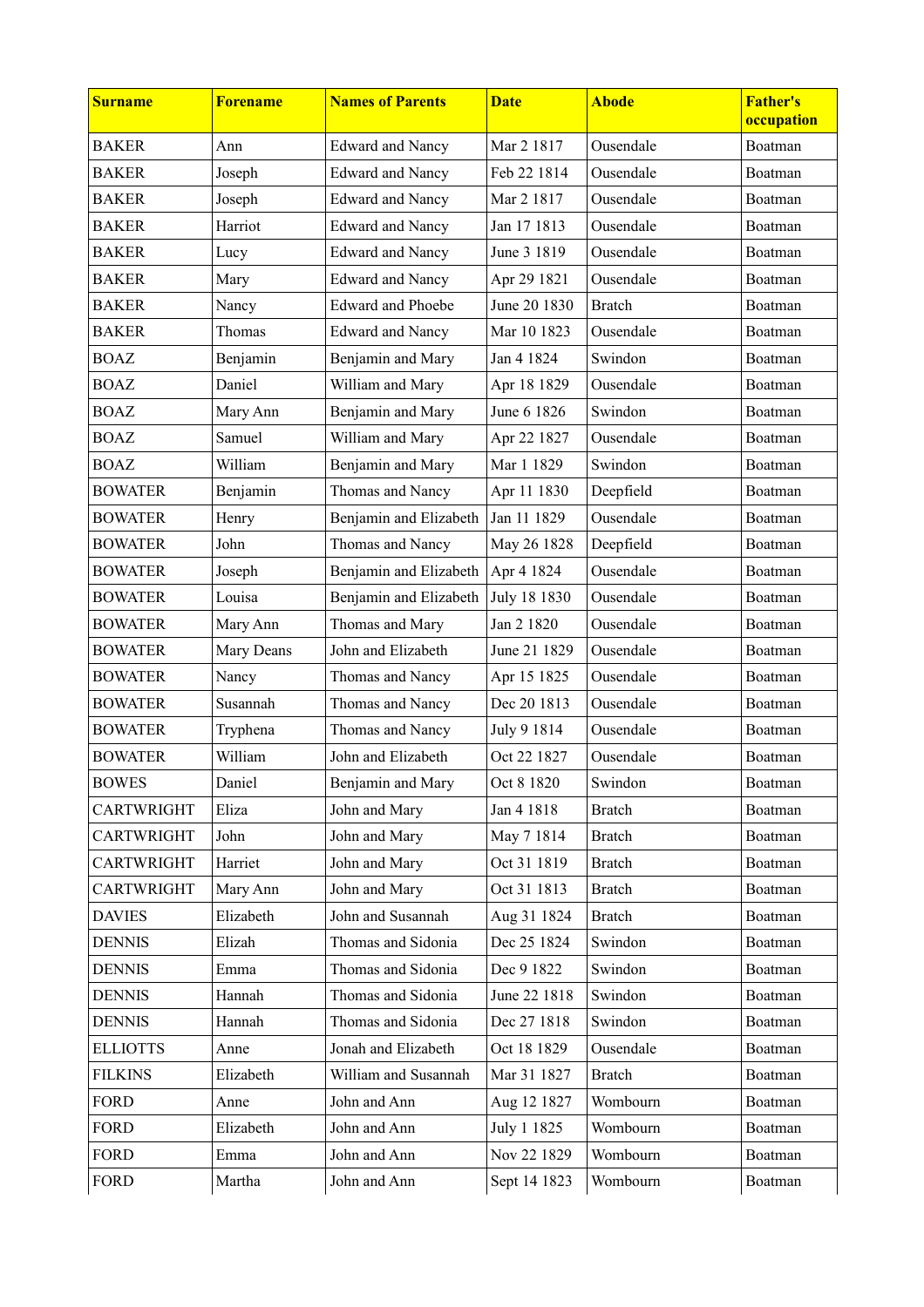| Surname | Forename | Names of Parents | Date | Abode | Father's occupation |
|---|---|---|---|---|---|
| BAKER | Ann | Edward and Nancy | Mar 2 1817 | Ousendale | Boatman |
| BAKER | Joseph | Edward and Nancy | Feb 22 1814 | Ousendale | Boatman |
| BAKER | Joseph | Edward and Nancy | Mar 2 1817 | Ousendale | Boatman |
| BAKER | Harriot | Edward and Nancy | Jan 17 1813 | Ousendale | Boatman |
| BAKER | Lucy | Edward and Nancy | June 3 1819 | Ousendale | Boatman |
| BAKER | Mary | Edward and Nancy | Apr 29 1821 | Ousendale | Boatman |
| BAKER | Nancy | Edward and Phoebe | June 20 1830 | Bratch | Boatman |
| BAKER | Thomas | Edward and Nancy | Mar 10 1823 | Ousendale | Boatman |
| BOAZ | Benjamin | Benjamin and Mary | Jan 4 1824 | Swindon | Boatman |
| BOAZ | Daniel | William and Mary | Apr 18 1829 | Ousendale | Boatman |
| BOAZ | Mary Ann | Benjamin and Mary | June 6 1826 | Swindon | Boatman |
| BOAZ | Samuel | William and Mary | Apr 22 1827 | Ousendale | Boatman |
| BOAZ | William | Benjamin and Mary | Mar 1 1829 | Swindon | Boatman |
| BOWATER | Benjamin | Thomas and Nancy | Apr 11 1830 | Deepfield | Boatman |
| BOWATER | Henry | Benjamin and Elizabeth | Jan 11 1829 | Ousendale | Boatman |
| BOWATER | John | Thomas and Nancy | May 26 1828 | Deepfield | Boatman |
| BOWATER | Joseph | Benjamin and Elizabeth | Apr 4 1824 | Ousendale | Boatman |
| BOWATER | Louisa | Benjamin and Elizabeth | July 18 1830 | Ousendale | Boatman |
| BOWATER | Mary Ann | Thomas and Mary | Jan 2 1820 | Ousendale | Boatman |
| BOWATER | Mary Deans | John and Elizabeth | June 21 1829 | Ousendale | Boatman |
| BOWATER | Nancy | Thomas and Nancy | Apr 15 1825 | Ousendale | Boatman |
| BOWATER | Susannah | Thomas and Nancy | Dec 20 1813 | Ousendale | Boatman |
| BOWATER | Tryphena | Thomas and Nancy | July 9 1814 | Ousendale | Boatman |
| BOWATER | William | John and Elizabeth | Oct 22 1827 | Ousendale | Boatman |
| BOWES | Daniel | Benjamin and Mary | Oct 8 1820 | Swindon | Boatman |
| CARTWRIGHT | Eliza | John and Mary | Jan 4 1818 | Bratch | Boatman |
| CARTWRIGHT | John | John and Mary | May 7 1814 | Bratch | Boatman |
| CARTWRIGHT | Harriet | John and Mary | Oct 31 1819 | Bratch | Boatman |
| CARTWRIGHT | Mary Ann | John and Mary | Oct 31 1813 | Bratch | Boatman |
| DAVIES | Elizabeth | John and Susannah | Aug 31 1824 | Bratch | Boatman |
| DENNIS | Elizah | Thomas and Sidonia | Dec 25 1824 | Swindon | Boatman |
| DENNIS | Emma | Thomas and Sidonia | Dec 9 1822 | Swindon | Boatman |
| DENNIS | Hannah | Thomas and Sidonia | June 22 1818 | Swindon | Boatman |
| DENNIS | Hannah | Thomas and Sidonia | Dec 27 1818 | Swindon | Boatman |
| ELLIOTTS | Anne | Jonah and Elizabeth | Oct 18 1829 | Ousendale | Boatman |
| FILKINS | Elizabeth | William and Susannah | Mar 31 1827 | Bratch | Boatman |
| FORD | Anne | John and Ann | Aug 12 1827 | Wombourn | Boatman |
| FORD | Elizabeth | John and Ann | July 1 1825 | Wombourn | Boatman |
| FORD | Emma | John and Ann | Nov 22 1829 | Wombourn | Boatman |
| FORD | Martha | John and Ann | Sept 14 1823 | Wombourn | Boatman |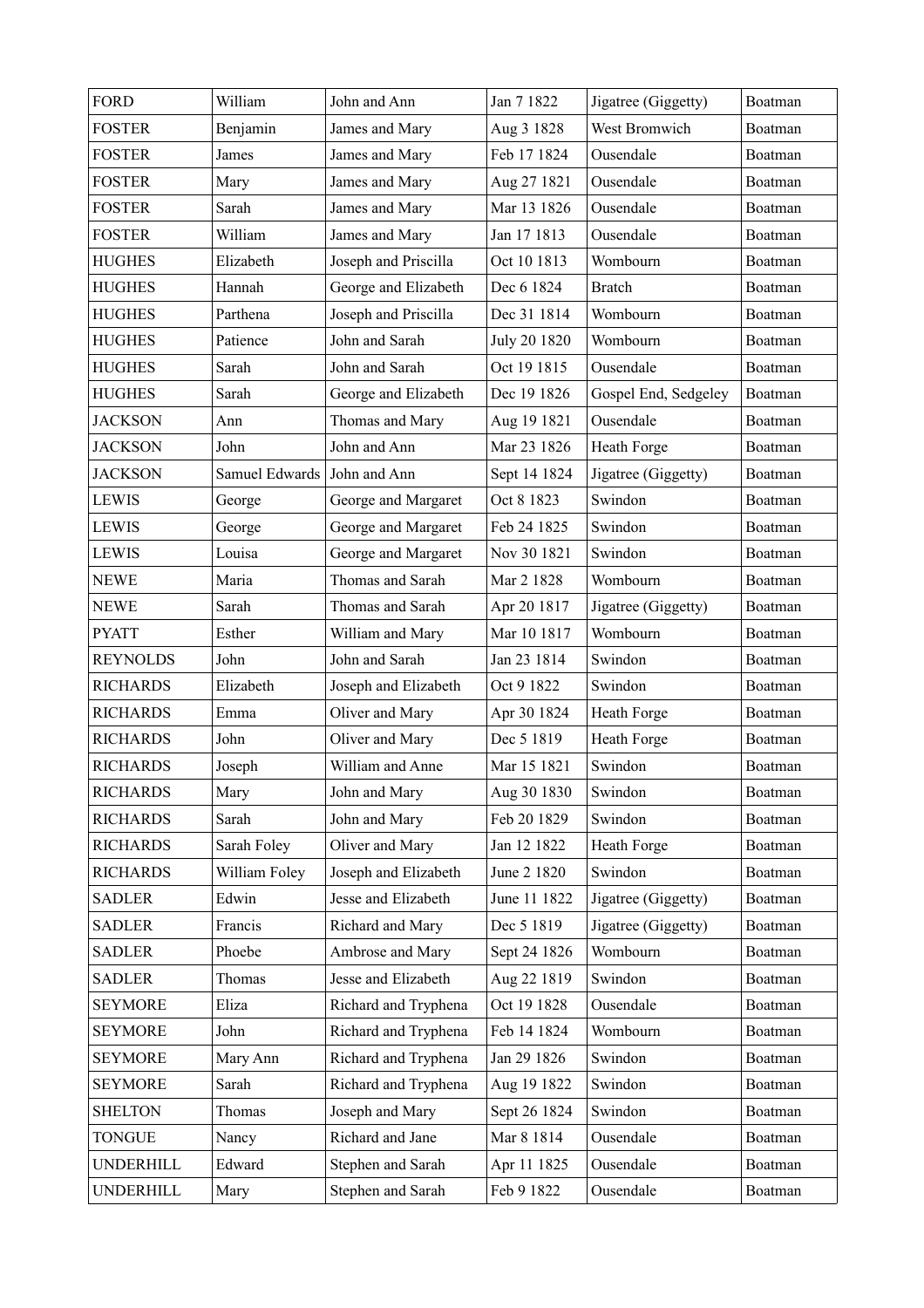| FORD | William | John and Ann | Jan 7 1822 | Jigatree (Giggetty) | Boatman |
|---|---|---|---|---|---|
| FOSTER | Benjamin | James and Mary | Aug 3 1828 | West Bromwich | Boatman |
| FOSTER | James | James and Mary | Feb 17 1824 | Ousendale | Boatman |
| FOSTER | Mary | James and Mary | Aug 27 1821 | Ousendale | Boatman |
| FOSTER | Sarah | James and Mary | Mar 13 1826 | Ousendale | Boatman |
| FOSTER | William | James and Mary | Jan 17 1813 | Ousendale | Boatman |
| HUGHES | Elizabeth | Joseph and Priscilla | Oct 10 1813 | Wombourn | Boatman |
| HUGHES | Hannah | George and Elizabeth | Dec 6 1824 | Bratch | Boatman |
| HUGHES | Parthena | Joseph and Priscilla | Dec 31 1814 | Wombourn | Boatman |
| HUGHES | Patience | John and Sarah | July 20 1820 | Wombourn | Boatman |
| HUGHES | Sarah | John and Sarah | Oct 19 1815 | Ousendale | Boatman |
| HUGHES | Sarah | George and Elizabeth | Dec 19 1826 | Gospel End, Sedgeley | Boatman |
| JACKSON | Ann | Thomas and Mary | Aug 19 1821 | Ousendale | Boatman |
| JACKSON | John | John and Ann | Mar 23 1826 | Heath Forge | Boatman |
| JACKSON | Samuel Edwards | John and Ann | Sept 14 1824 | Jigatree (Giggetty) | Boatman |
| LEWIS | George | George and Margaret | Oct 8 1823 | Swindon | Boatman |
| LEWIS | George | George and Margaret | Feb 24 1825 | Swindon | Boatman |
| LEWIS | Louisa | George and Margaret | Nov 30 1821 | Swindon | Boatman |
| NEWE | Maria | Thomas and Sarah | Mar 2 1828 | Wombourn | Boatman |
| NEWE | Sarah | Thomas and Sarah | Apr 20 1817 | Jigatree (Giggetty) | Boatman |
| PYATT | Esther | William and Mary | Mar 10 1817 | Wombourn | Boatman |
| REYNOLDS | John | John and Sarah | Jan 23 1814 | Swindon | Boatman |
| RICHARDS | Elizabeth | Joseph and Elizabeth | Oct 9 1822 | Swindon | Boatman |
| RICHARDS | Emma | Oliver and Mary | Apr 30 1824 | Heath Forge | Boatman |
| RICHARDS | John | Oliver and Mary | Dec 5 1819 | Heath Forge | Boatman |
| RICHARDS | Joseph | William and Anne | Mar 15 1821 | Swindon | Boatman |
| RICHARDS | Mary | John and Mary | Aug 30 1830 | Swindon | Boatman |
| RICHARDS | Sarah | John and Mary | Feb 20 1829 | Swindon | Boatman |
| RICHARDS | Sarah Foley | Oliver and Mary | Jan 12 1822 | Heath Forge | Boatman |
| RICHARDS | William Foley | Joseph and Elizabeth | June 2 1820 | Swindon | Boatman |
| SADLER | Edwin | Jesse and Elizabeth | June 11 1822 | Jigatree (Giggetty) | Boatman |
| SADLER | Francis | Richard and Mary | Dec 5 1819 | Jigatree (Giggetty) | Boatman |
| SADLER | Phoebe | Ambrose and Mary | Sept 24 1826 | Wombourn | Boatman |
| SADLER | Thomas | Jesse and Elizabeth | Aug 22 1819 | Swindon | Boatman |
| SEYMORE | Eliza | Richard and Tryphena | Oct 19 1828 | Ousendale | Boatman |
| SEYMORE | John | Richard and Tryphena | Feb 14 1824 | Wombourn | Boatman |
| SEYMORE | Mary Ann | Richard and Tryphena | Jan 29 1826 | Swindon | Boatman |
| SEYMORE | Sarah | Richard and Tryphena | Aug 19 1822 | Swindon | Boatman |
| SHELTON | Thomas | Joseph and Mary | Sept 26 1824 | Swindon | Boatman |
| TONGUE | Nancy | Richard and Jane | Mar 8 1814 | Ousendale | Boatman |
| UNDERHILL | Edward | Stephen and Sarah | Apr 11 1825 | Ousendale | Boatman |
| UNDERHILL | Mary | Stephen and Sarah | Feb 9 1822 | Ousendale | Boatman |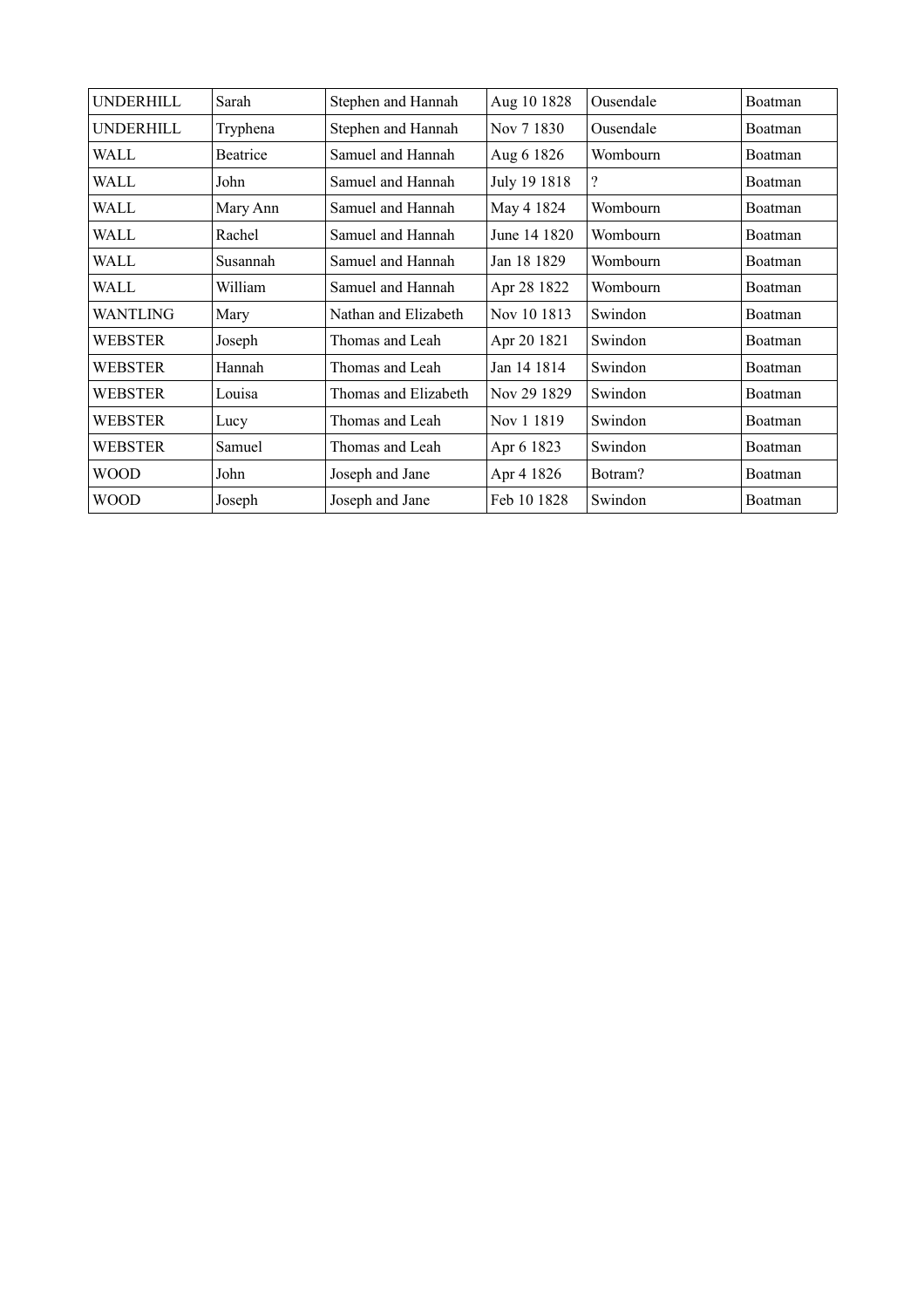| | | | | | |
|---|---|---|---|---|---|
| UNDERHILL | Sarah | Stephen and Hannah | Aug 10 1828 | Ousendale | Boatman |
| UNDERHILL | Tryphena | Stephen and Hannah | Nov 7 1830 | Ousendale | Boatman |
| WALL | Beatrice | Samuel and Hannah | Aug 6 1826 | Wombourn | Boatman |
| WALL | John | Samuel and Hannah | July 19 1818 | ? | Boatman |
| WALL | Mary Ann | Samuel and Hannah | May 4 1824 | Wombourn | Boatman |
| WALL | Rachel | Samuel and Hannah | June 14 1820 | Wombourn | Boatman |
| WALL | Susannah | Samuel and Hannah | Jan 18 1829 | Wombourn | Boatman |
| WALL | William | Samuel and Hannah | Apr 28 1822 | Wombourn | Boatman |
| WANTLING | Mary | Nathan and Elizabeth | Nov 10 1813 | Swindon | Boatman |
| WEBSTER | Joseph | Thomas and Leah | Apr 20 1821 | Swindon | Boatman |
| WEBSTER | Hannah | Thomas and Leah | Jan 14 1814 | Swindon | Boatman |
| WEBSTER | Louisa | Thomas and Elizabeth | Nov 29 1829 | Swindon | Boatman |
| WEBSTER | Lucy | Thomas and Leah | Nov 1 1819 | Swindon | Boatman |
| WEBSTER | Samuel | Thomas and Leah | Apr 6 1823 | Swindon | Boatman |
| WOOD | John | Joseph and Jane | Apr 4 1826 | Botram? | Boatman |
| WOOD | Joseph | Joseph and Jane | Feb 10 1828 | Swindon | Boatman |